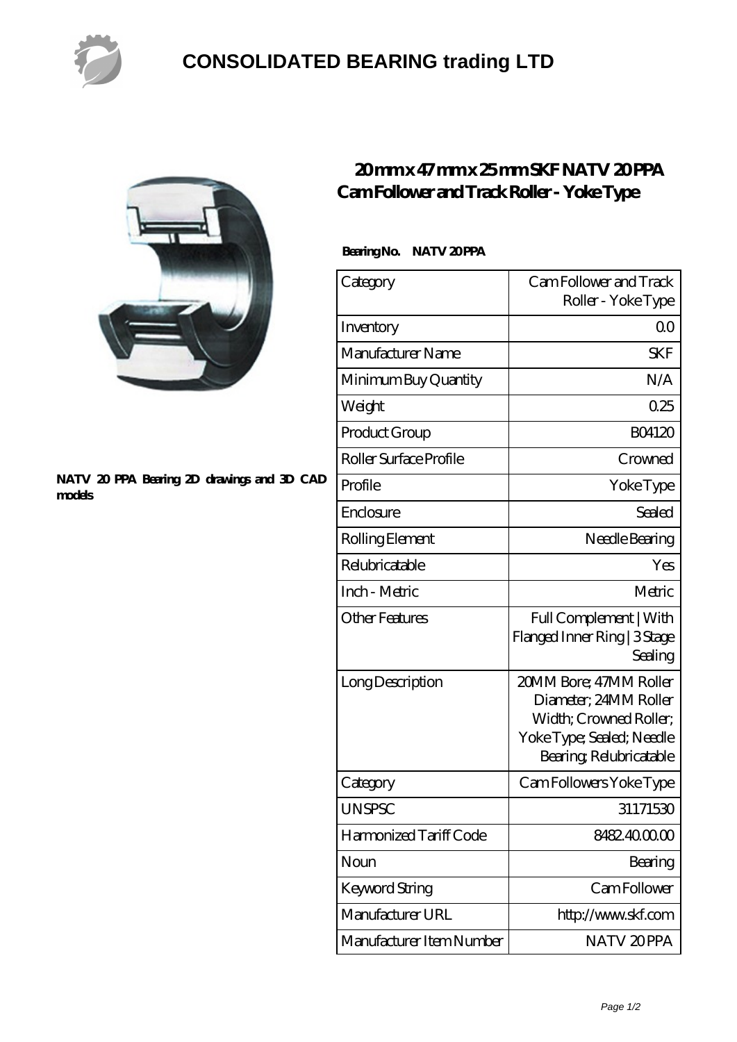# CONSOLIDATED BEARING trading LTD

NATV 20 PPA Bearing 2D drawings and 3D CAD models

## 20 mm x 47 mm x 25 mm SKF NATV 20 PPA Cam Follower and Track Roller - Yoke Type

**Bearing No. NATV 20 PPA**

| Category | Cam Follower and Track Roller - Yoke Type |
|---|---|
| Inventory | 0.0 |
| Manufacturer Name | SKF |
| Minimum Buy Quantity | N/A |
| Weight | 0.25 |
| Product Group | B04120 |
| Roller Surface Profile | Crowned |
| Profile | Yoke Type |
| Enclosure | Sealed |
| Rolling Element | Needle Bearing |
| Relubricatable | Yes |
| Inch - Metric | Metric |
| Other Features | Full Complement \| With Flanged Inner Ring \| 3 Stage Sealing |
| Long Description | 20MM Bore; 47MM Roller Diameter; 24MM Roller Width; Crowned Roller; Yoke Type; Sealed; Needle Bearing; Relubricatable |
| Category | Cam Followers Yoke Type |
| UNSPSC | 31171530 |
| Harmonized Tariff Code | 8482.40.00.00 |
| Noun | Bearing |
| Keyword String | Cam Follower |
| Manufacturer URL | http://www.skf.com |
| Manufacturer Item Number | NATV 20 PPA |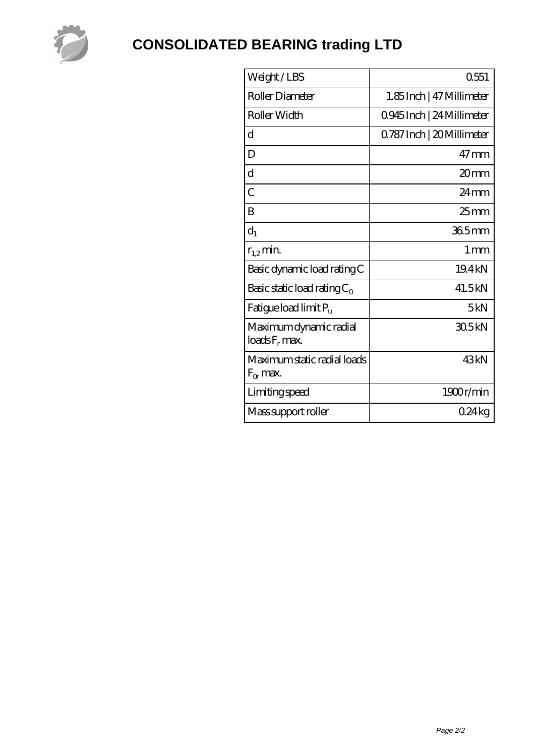# CONSOLIDATED BEARING trading LTD

| | |
|---|---|
| Weight / LBS | 0.551 |
| Roller Diameter | 1.85 Inch \| 47 Millimeter |
| Roller Width | 0.945 Inch \| 24 Millimeter |
| d | 0.787 Inch \| 20 Millimeter |
| D | 47 mm |
| d | 20 mm |
| C | 24 mm |
| B | 25 mm |
| $d_1$ | 36.5 mm |
| $r_{1,2}$ min. | 1 mm |
| Basic dynamic load rating C | 19.4 kN |
| Basic static load rating $C_0$ | 41.5 kN |
| Fatigue load limit $P_u$ | 5 kN |
| Maximum dynamic radial loads $F_r$ max. | 30.5 kN |
| Maximum static radial loads $F_{0r}$ max. | 43 kN |
| Limiting speed | 1900 r/min |
| Mass support roller | 0.24 kg |